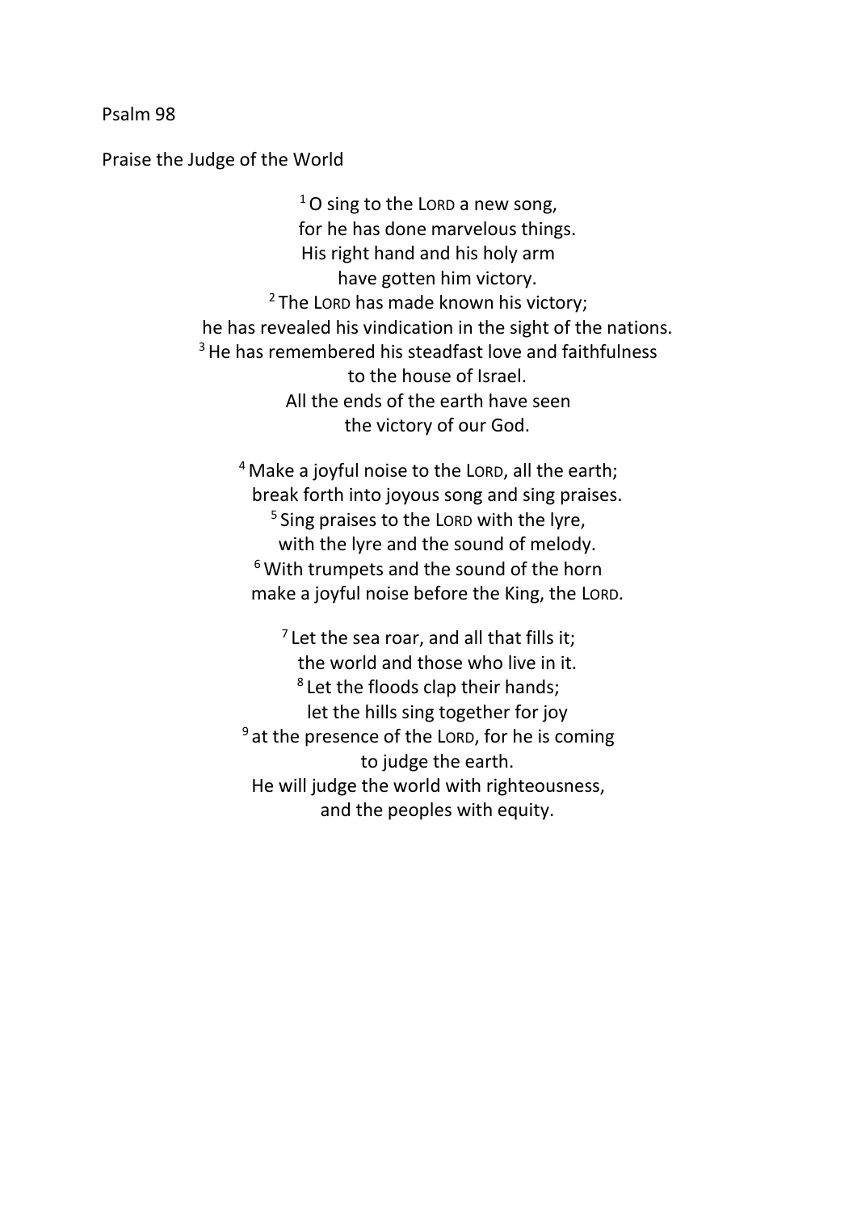Psalm 98

Praise the Judge of the World

[1] O sing to the LORD a new song,  
for he has done marvelous things.  
His right hand and his holy arm  
have gotten him victory.  
[2] The LORD has made known his victory;  
he has revealed his vindication in the sight of the nations.  
[3] He has remembered his steadfast love and faithfulness  
to the house of Israel.  
All the ends of the earth have seen  
the victory of our God.

[4] Make a joyful noise to the LORD, all the earth;  
break forth into joyous song and sing praises.  
[5] Sing praises to the LORD with the lyre,  
with the lyre and the sound of melody.  
[6] With trumpets and the sound of the horn  
make a joyful noise before the King, the LORD.

[7] Let the sea roar, and all that fills it;  
the world and those who live in it.  
[8] Let the floods clap their hands;  
let the hills sing together for joy  
[9] at the presence of the LORD, for he is coming  
to judge the earth.  
He will judge the world with righteousness,  
and the peoples with equity.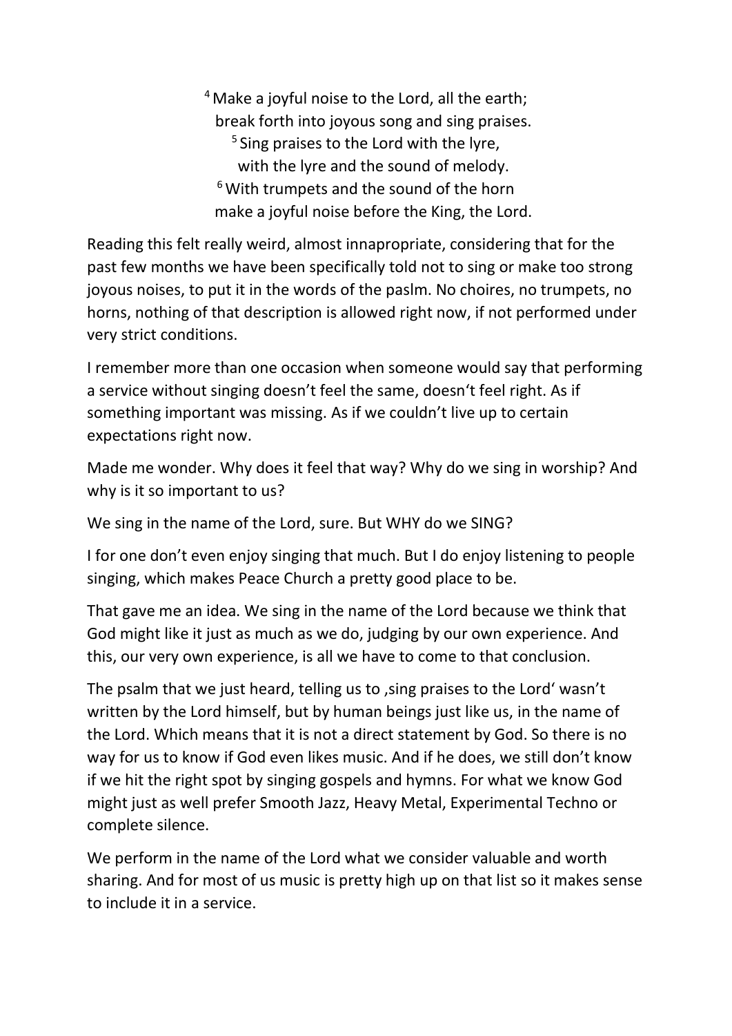[4] Make a joyful noise to the Lord, all the earth;
break forth into joyous song and sing praises.
[5] Sing praises to the Lord with the lyre,
with the lyre and the sound of melody.
[6] With trumpets and the sound of the horn
make a joyful noise before the King, the Lord.

Reading this felt really weird, almost innapropriate, considering that for the past few months we have been specifically told not to sing or make too strong joyous noises, to put it in the words of the paslm. No choires, no trumpets, no horns, nothing of that description is allowed right now, if not performed under very strict conditions.

I remember more than one occasion when someone would say that performing a service without singing doesn't feel the same, doesn't feel right. As if something important was missing. As if we couldn't live up to certain expectations right now.

Made me wonder. Why does it feel that way? Why do we sing in worship? And why is it so important to us?

We sing in the name of the Lord, sure. But WHY do we SING?

I for one don't even enjoy singing that much. But I do enjoy listening to people singing, which makes Peace Church a pretty good place to be.

That gave me an idea. We sing in the name of the Lord because we think that God might like it just as much as we do, judging by our own experience. And this, our very own experience, is all we have to come to that conclusion.

The psalm that we just heard, telling us to ‚sing praises to the Lord' wasn't written by the Lord himself, but by human beings just like us, in the name of the Lord. Which means that it is not a direct statement by God. So there is no way for us to know if God even likes music. And if he does, we still don't know if we hit the right spot by singing gospels and hymns. For what we know God might just as well prefer Smooth Jazz, Heavy Metal, Experimental Techno or complete silence.

We perform in the name of the Lord what we consider valuable and worth sharing. And for most of us music is pretty high up on that list so it makes sense to include it in a service.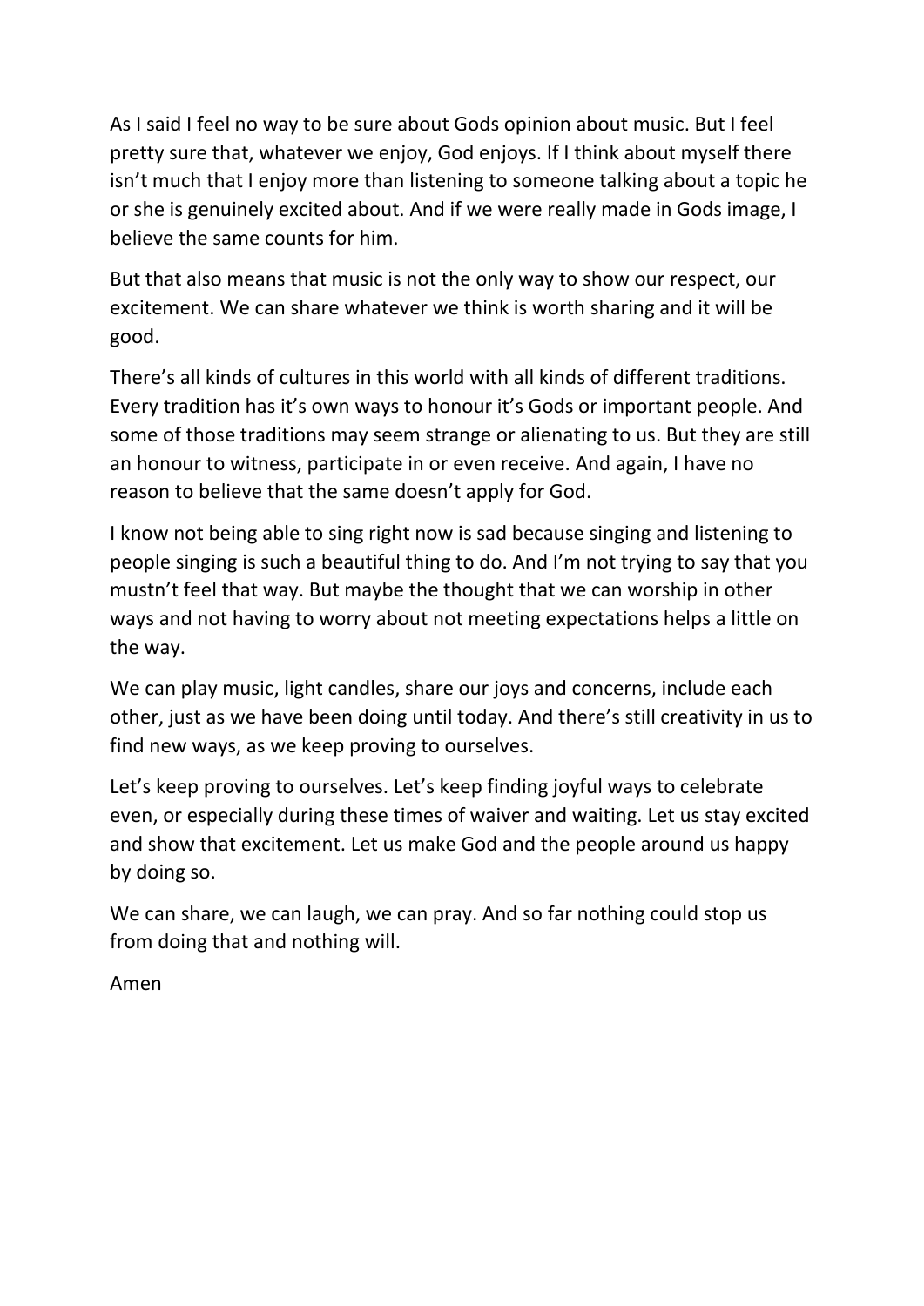As I said I feel no way to be sure about Gods opinion about music. But I feel pretty sure that, whatever we enjoy, God enjoys. If I think about myself there isn't much that I enjoy more than listening to someone talking about a topic he or she is genuinely excited about. And if we were really made in Gods image, I believe the same counts for him.

But that also means that music is not the only way to show our respect, our excitement. We can share whatever we think is worth sharing and it will be good.

There's all kinds of cultures in this world with all kinds of different traditions. Every tradition has it's own ways to honour it's Gods or important people. And some of those traditions may seem strange or alienating to us. But they are still an honour to witness, participate in or even receive. And again, I have no reason to believe that the same doesn't apply for God.

I know not being able to sing right now is sad because singing and listening to people singing is such a beautiful thing to do. And I'm not trying to say that you mustn't feel that way. But maybe the thought that we can worship in other ways and not having to worry about not meeting expectations helps a little on the way.

We can play music, light candles, share our joys and concerns, include each other, just as we have been doing until today. And there's still creativity in us to find new ways, as we keep proving to ourselves.

Let's keep proving to ourselves. Let's keep finding joyful ways to celebrate even, or especially during these times of waiver and waiting. Let us stay excited and show that excitement. Let us make God and the people around us happy by doing so.

We can share, we can laugh, we can pray. And so far nothing could stop us from doing that and nothing will.

Amen